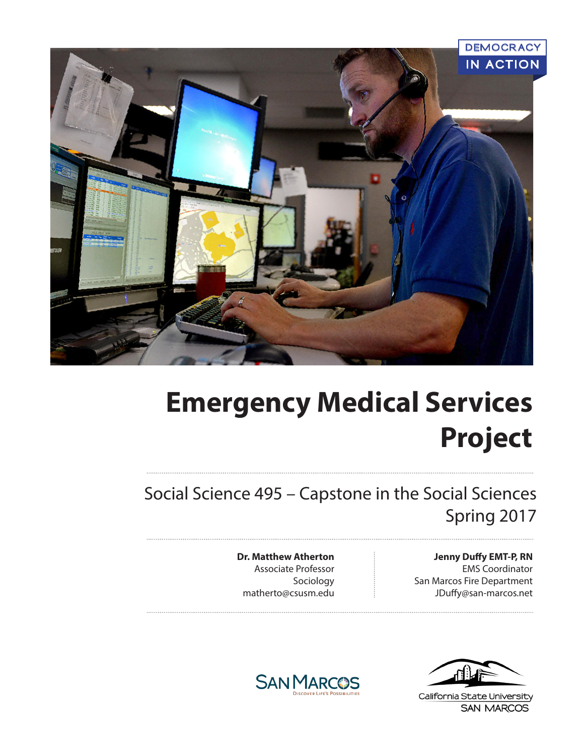DEMOCRACY IN ACTION

# Emergency Medical Services Project

## Social Science 495 – Capstone in the Social Sciences
## Spring 2017

**Dr. Matthew Atherton**
Associate Professor
Sociology
matherto@csusm.edu

**Jenny Duffy EMT-P, RN**
EMS Coordinator
San Marcos Fire Department
JDuffy@san-marcos.net

SAN MARCOS
DISCOVER LIFE'S POSSIBILITIES

California State University
SAN MARCOS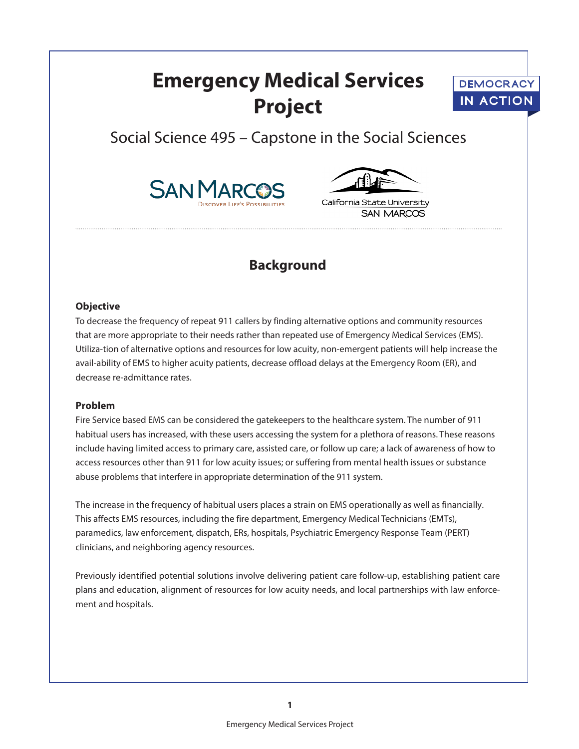# Emergency Medical Services Project

DEMOCRACY IN ACTION

Social Science 495 – Capstone in the Social Sciences

SAN MARCOS
DISCOVER LIFE'S POSSIBILITIES

California State University
SAN MARCOS

## Background

### Objective

To decrease the frequency of repeat 911 callers by finding alternative options and community resources that are more appropriate to their needs rather than repeated use of Emergency Medical Services (EMS). Utiliza-tion of alternative options and resources for low acuity, non-emergent patients will help increase the avail-ability of EMS to higher acuity patients, decrease offload delays at the Emergency Room (ER), and decrease re-admittance rates.

### Problem

Fire Service based EMS can be considered the gatekeepers to the healthcare system. The number of 911 habitual users has increased, with these users accessing the system for a plethora of reasons. These reasons include having limited access to primary care, assisted care, or follow up care; a lack of awareness of how to access resources other than 911 for low acuity issues; or suffering from mental health issues or substance abuse problems that interfere in appropriate determination of the 911 system.

The increase in the frequency of habitual users places a strain on EMS operationally as well as financially. This affects EMS resources, including the fire department, Emergency Medical Technicians (EMTs), paramedics, law enforcement, dispatch, ERs, hospitals, Psychiatric Emergency Response Team (PERT) clinicians, and neighboring agency resources.

Previously identified potential solutions involve delivering patient care follow-up, establishing patient care plans and education, alignment of resources for low acuity needs, and local partnerships with law enforce-ment and hospitals.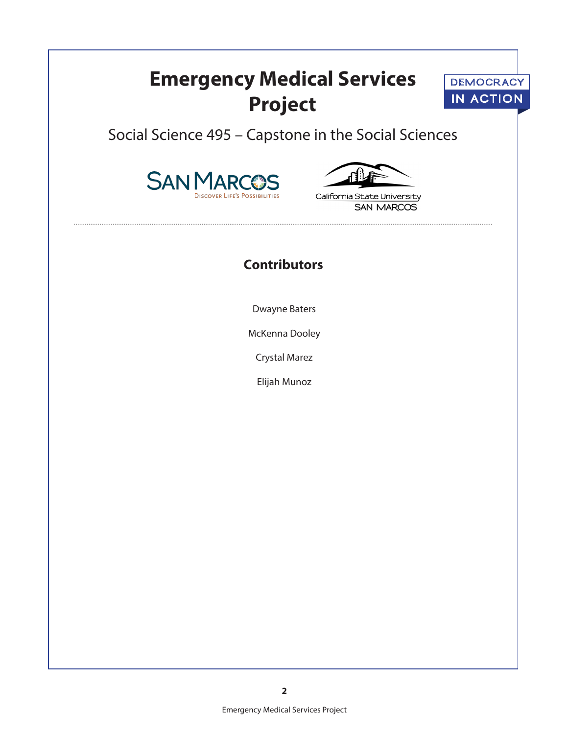# Emergency Medical Services Project

DEMOCRACY IN ACTION

Social Science 495 – Capstone in the Social Sciences

SAN MARCOS
DISCOVER LIFE'S POSSIBILITIES

California State University
SAN MARCOS

## Contributors

Dwayne Baters

McKenna Dooley

Crystal Marez

Elijah Munoz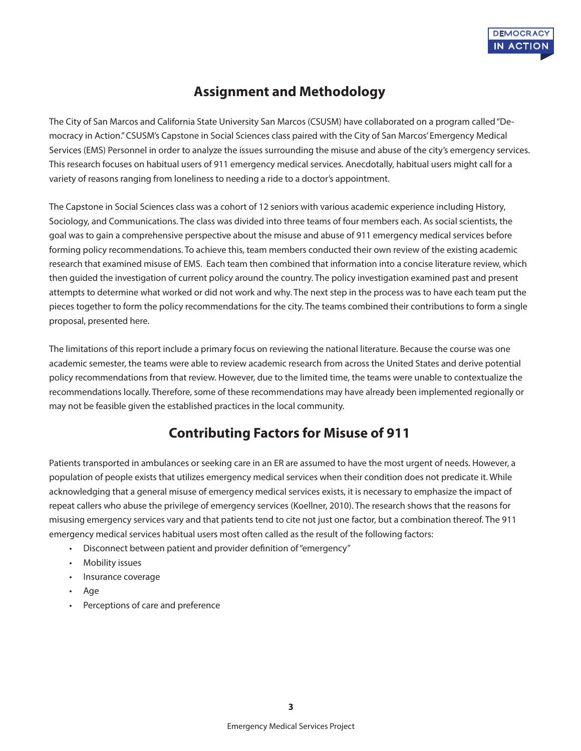## Assignment and Methodology

The City of San Marcos and California State University San Marcos (CSUSM) have collaborated on a program called "Democracy in Action." CSUSM's Capstone in Social Sciences class paired with the City of San Marcos' Emergency Medical Services (EMS) Personnel in order to analyze the issues surrounding the misuse and abuse of the city's emergency services. This research focuses on habitual users of 911 emergency medical services. Anecdotally, habitual users might call for a variety of reasons ranging from loneliness to needing a ride to a doctor's appointment.

The Capstone in Social Sciences class was a cohort of 12 seniors with various academic experience including History, Sociology, and Communications. The class was divided into three teams of four members each. As social scientists, the goal was to gain a comprehensive perspective about the misuse and abuse of 911 emergency medical services before forming policy recommendations. To achieve this, team members conducted their own review of the existing academic research that examined misuse of EMS. Each team then combined that information into a concise literature review, which then guided the investigation of current policy around the country. The policy investigation examined past and present attempts to determine what worked or did not work and why. The next step in the process was to have each team put the pieces together to form the policy recommendations for the city. The teams combined their contributions to form a single proposal, presented here.

The limitations of this report include a primary focus on reviewing the national literature. Because the course was one academic semester, the teams were able to review academic research from across the United States and derive potential policy recommendations from that review. However, due to the limited time, the teams were unable to contextualize the recommendations locally. Therefore, some of these recommendations may have already been implemented regionally or may not be feasible given the established practices in the local community.

## Contributing Factors for Misuse of 911

Patients transported in ambulances or seeking care in an ER are assumed to have the most urgent of needs. However, a population of people exists that utilizes emergency medical services when their condition does not predicate it. While acknowledging that a general misuse of emergency medical services exists, it is necessary to emphasize the impact of repeat callers who abuse the privilege of emergency services (Koellner, 2010). The research shows that the reasons for misusing emergency services vary and that patients tend to cite not just one factor, but a combination thereof. The 911 emergency medical services habitual users most often called as the result of the following factors:

- Disconnect between patient and provider definition of "emergency"
- Mobility issues
- Insurance coverage
- Age
- Perceptions of care and preference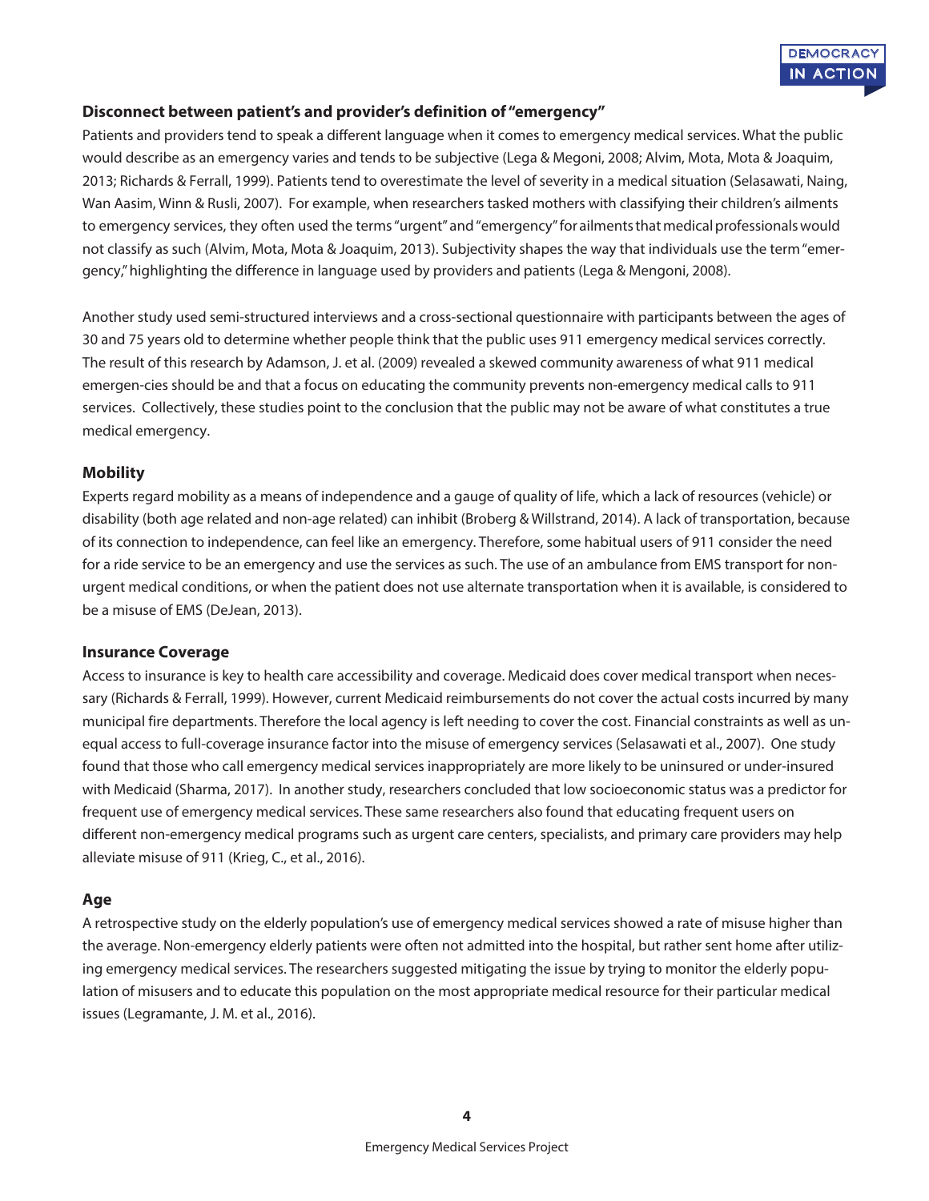### Disconnect between patient's and provider's definition of "emergency"

Patients and providers tend to speak a different language when it comes to emergency medical services. What the public would describe as an emergency varies and tends to be subjective (Lega & Megoni, 2008; Alvim, Mota, Mota & Joaquim, 2013; Richards & Ferrall, 1999). Patients tend to overestimate the level of severity in a medical situation (Selasawati, Naing, Wan Aasim, Winn & Rusli, 2007). For example, when researchers tasked mothers with classifying their children's ailments to emergency services, they often used the terms "urgent" and "emergency" for ailments that medical professionals would not classify as such (Alvim, Mota, Mota & Joaquim, 2013). Subjectivity shapes the way that individuals use the term "emergency," highlighting the difference in language used by providers and patients (Lega & Mengoni, 2008).

Another study used semi-structured interviews and a cross-sectional questionnaire with participants between the ages of 30 and 75 years old to determine whether people think that the public uses 911 emergency medical services correctly. The result of this research by Adamson, J. et al. (2009) revealed a skewed community awareness of what 911 medical emergen-cies should be and that a focus on educating the community prevents non-emergency medical calls to 911 services. Collectively, these studies point to the conclusion that the public may not be aware of what constitutes a true medical emergency.

### Mobility

Experts regard mobility as a means of independence and a gauge of quality of life, which a lack of resources (vehicle) or disability (both age related and non-age related) can inhibit (Broberg & Willstrand, 2014). A lack of transportation, because of its connection to independence, can feel like an emergency. Therefore, some habitual users of 911 consider the need for a ride service to be an emergency and use the services as such. The use of an ambulance from EMS transport for non-urgent medical conditions, or when the patient does not use alternate transportation when it is available, is considered to be a misuse of EMS (DeJean, 2013).

### Insurance Coverage

Access to insurance is key to health care accessibility and coverage. Medicaid does cover medical transport when necessary (Richards & Ferrall, 1999). However, current Medicaid reimbursements do not cover the actual costs incurred by many municipal fire departments. Therefore the local agency is left needing to cover the cost. Financial constraints as well as unequal access to full-coverage insurance factor into the misuse of emergency services (Selasawati et al., 2007). One study found that those who call emergency medical services inappropriately are more likely to be uninsured or under-insured with Medicaid (Sharma, 2017). In another study, researchers concluded that low socioeconomic status was a predictor for frequent use of emergency medical services. These same researchers also found that educating frequent users on different non-emergency medical programs such as urgent care centers, specialists, and primary care providers may help alleviate misuse of 911 (Krieg, C., et al., 2016).

### Age

A retrospective study on the elderly population's use of emergency medical services showed a rate of misuse higher than the average. Non-emergency elderly patients were often not admitted into the hospital, but rather sent home after utilizing emergency medical services. The researchers suggested mitigating the issue by trying to monitor the elderly population of misusers and to educate this population on the most appropriate medical resource for their particular medical issues (Legramante, J. M. et al., 2016).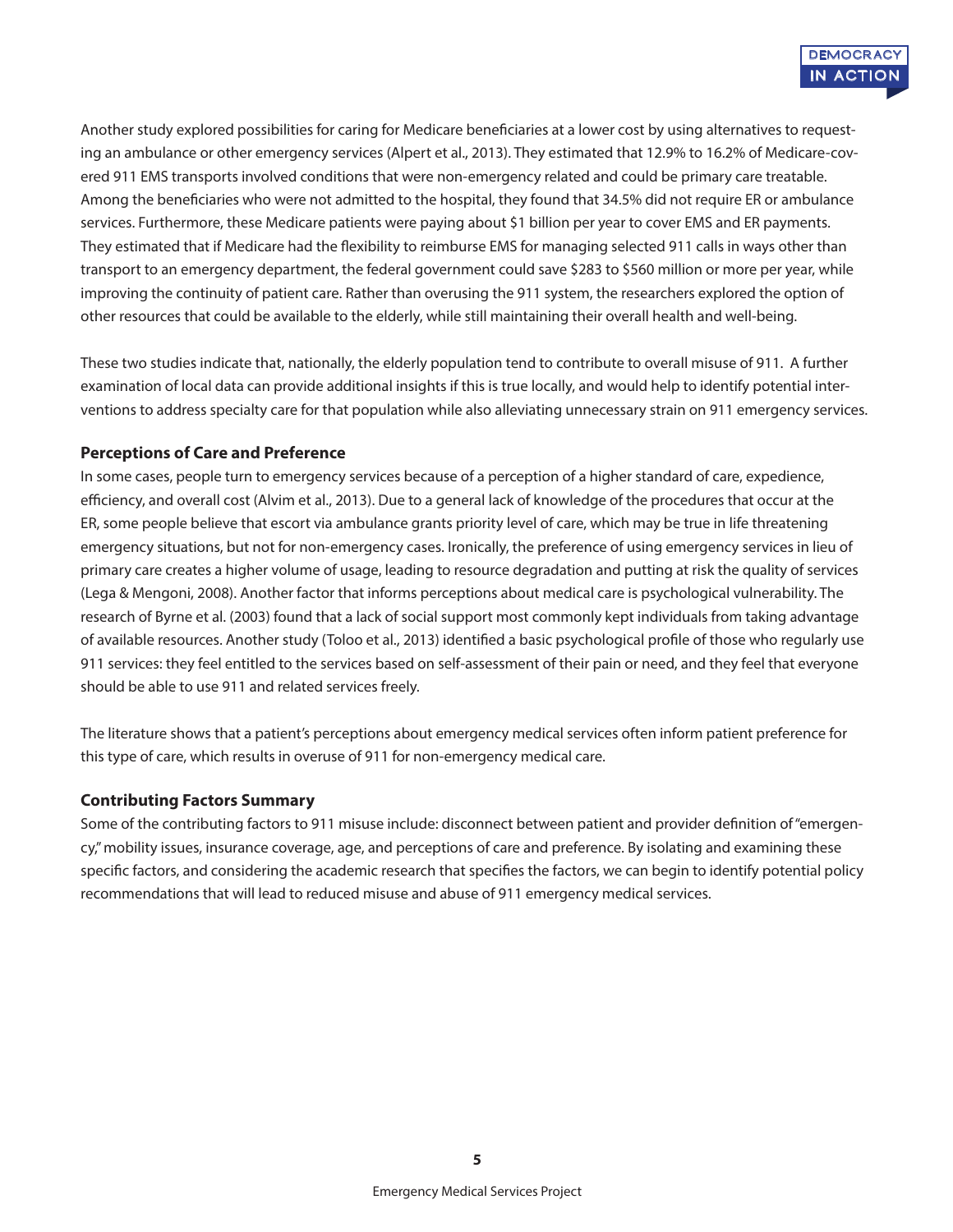Another study explored possibilities for caring for Medicare beneficiaries at a lower cost by using alternatives to requesting an ambulance or other emergency services (Alpert et al., 2013). They estimated that 12.9% to 16.2% of Medicare-covered 911 EMS transports involved conditions that were non-emergency related and could be primary care treatable. Among the beneficiaries who were not admitted to the hospital, they found that 34.5% did not require ER or ambulance services. Furthermore, these Medicare patients were paying about $1 billion per year to cover EMS and ER payments. They estimated that if Medicare had the flexibility to reimburse EMS for managing selected 911 calls in ways other than transport to an emergency department, the federal government could save $283 to $560 million or more per year, while improving the continuity of patient care. Rather than overusing the 911 system, the researchers explored the option of other resources that could be available to the elderly, while still maintaining their overall health and well-being.

These two studies indicate that, nationally, the elderly population tend to contribute to overall misuse of 911. A further examination of local data can provide additional insights if this is true locally, and would help to identify potential interventions to address specialty care for that population while also alleviating unnecessary strain on 911 emergency services.

### Perceptions of Care and Preference

In some cases, people turn to emergency services because of a perception of a higher standard of care, expedience, efficiency, and overall cost (Alvim et al., 2013). Due to a general lack of knowledge of the procedures that occur at the ER, some people believe that escort via ambulance grants priority level of care, which may be true in life threatening emergency situations, but not for non-emergency cases. Ironically, the preference of using emergency services in lieu of primary care creates a higher volume of usage, leading to resource degradation and putting at risk the quality of services (Lega & Mengoni, 2008). Another factor that informs perceptions about medical care is psychological vulnerability. The research of Byrne et al. (2003) found that a lack of social support most commonly kept individuals from taking advantage of available resources. Another study (Toloo et al., 2013) identified a basic psychological profile of those who regularly use 911 services: they feel entitled to the services based on self-assessment of their pain or need, and they feel that everyone should be able to use 911 and related services freely.

The literature shows that a patient's perceptions about emergency medical services often inform patient preference for this type of care, which results in overuse of 911 for non-emergency medical care.

### Contributing Factors Summary

Some of the contributing factors to 911 misuse include: disconnect between patient and provider definition of "emergency," mobility issues, insurance coverage, age, and perceptions of care and preference. By isolating and examining these specific factors, and considering the academic research that specifies the factors, we can begin to identify potential policy recommendations that will lead to reduced misuse and abuse of 911 emergency medical services.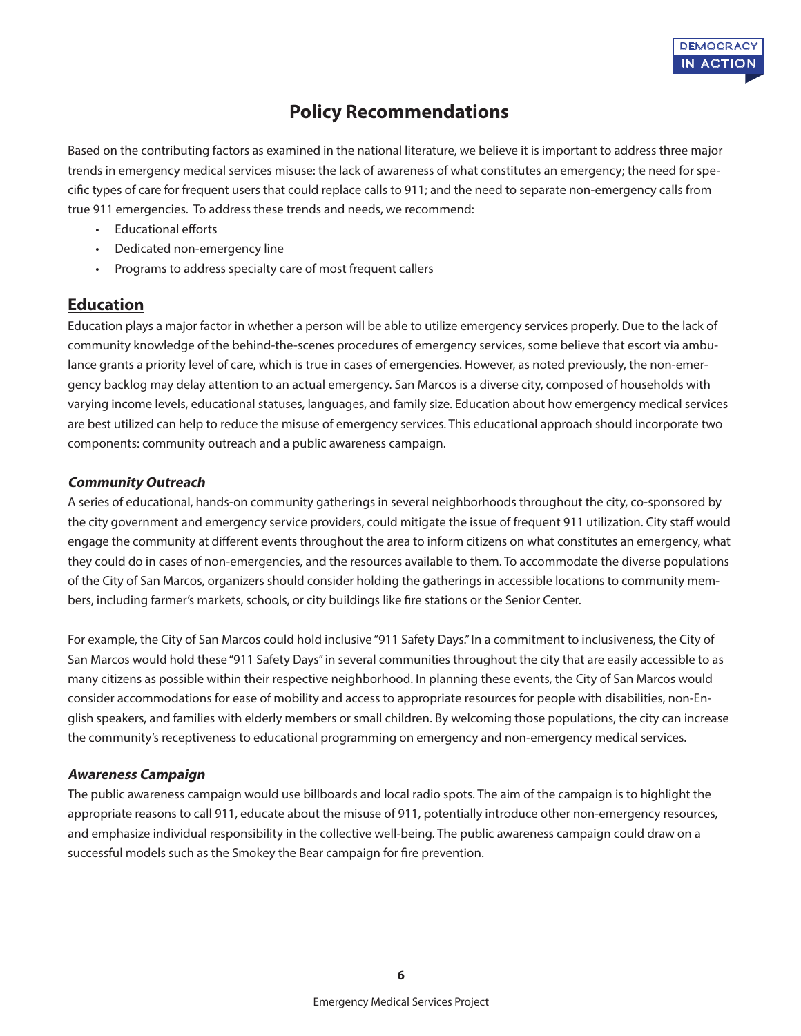# Policy Recommendations

Based on the contributing factors as examined in the national literature, we believe it is important to address three major trends in emergency medical services misuse: the lack of awareness of what constitutes an emergency; the need for specific types of care for frequent users that could replace calls to 911; and the need to separate non-emergency calls from true 911 emergencies. To address these trends and needs, we recommend:

- Educational efforts
- Dedicated non-emergency line
- Programs to address specialty care of most frequent callers

## Education

Education plays a major factor in whether a person will be able to utilize emergency services properly. Due to the lack of community knowledge of the behind-the-scenes procedures of emergency services, some believe that escort via ambulance grants a priority level of care, which is true in cases of emergencies. However, as noted previously, the non-emergency backlog may delay attention to an actual emergency. San Marcos is a diverse city, composed of households with varying income levels, educational statuses, languages, and family size. Education about how emergency medical services are best utilized can help to reduce the misuse of emergency services. This educational approach should incorporate two components: community outreach and a public awareness campaign.

### *Community Outreach*

A series of educational, hands-on community gatherings in several neighborhoods throughout the city, co-sponsored by the city government and emergency service providers, could mitigate the issue of frequent 911 utilization. City staff would engage the community at different events throughout the area to inform citizens on what constitutes an emergency, what they could do in cases of non-emergencies, and the resources available to them. To accommodate the diverse populations of the City of San Marcos, organizers should consider holding the gatherings in accessible locations to community members, including farmer's markets, schools, or city buildings like fire stations or the Senior Center.

For example, the City of San Marcos could hold inclusive "911 Safety Days." In a commitment to inclusiveness, the City of San Marcos would hold these "911 Safety Days" in several communities throughout the city that are easily accessible to as many citizens as possible within their respective neighborhood. In planning these events, the City of San Marcos would consider accommodations for ease of mobility and access to appropriate resources for people with disabilities, non-English speakers, and families with elderly members or small children. By welcoming those populations, the city can increase the community's receptiveness to educational programming on emergency and non-emergency medical services.

### *Awareness Campaign*

The public awareness campaign would use billboards and local radio spots. The aim of the campaign is to highlight the appropriate reasons to call 911, educate about the misuse of 911, potentially introduce other non-emergency resources, and emphasize individual responsibility in the collective well-being. The public awareness campaign could draw on a successful models such as the Smokey the Bear campaign for fire prevention.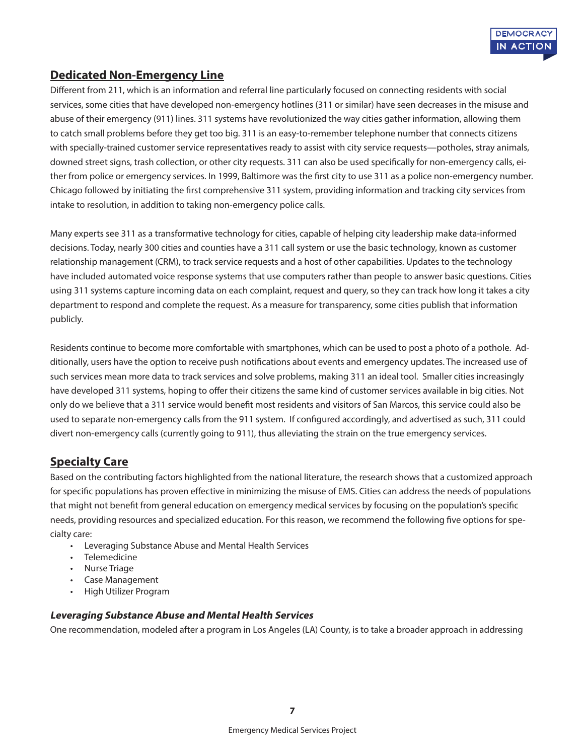## Dedicated Non-Emergency Line

Different from 211, which is an information and referral line particularly focused on connecting residents with social services, some cities that have developed non-emergency hotlines (311 or similar) have seen decreases in the misuse and abuse of their emergency (911) lines. 311 systems have revolutionized the way cities gather information, allowing them to catch small problems before they get too big. 311 is an easy-to-remember telephone number that connects citizens with specially-trained customer service representatives ready to assist with city service requests—potholes, stray animals, downed street signs, trash collection, or other city requests. 311 can also be used specifically for non-emergency calls, either from police or emergency services. In 1999, Baltimore was the first city to use 311 as a police non-emergency number. Chicago followed by initiating the first comprehensive 311 system, providing information and tracking city services from intake to resolution, in addition to taking non-emergency police calls.

Many experts see 311 as a transformative technology for cities, capable of helping city leadership make data-informed decisions. Today, nearly 300 cities and counties have a 311 call system or use the basic technology, known as customer relationship management (CRM), to track service requests and a host of other capabilities. Updates to the technology have included automated voice response systems that use computers rather than people to answer basic questions. Cities using 311 systems capture incoming data on each complaint, request and query, so they can track how long it takes a city department to respond and complete the request. As a measure for transparency, some cities publish that information publicly.

Residents continue to become more comfortable with smartphones, which can be used to post a photo of a pothole. Additionally, users have the option to receive push notifications about events and emergency updates. The increased use of such services mean more data to track services and solve problems, making 311 an ideal tool. Smaller cities increasingly have developed 311 systems, hoping to offer their citizens the same kind of customer services available in big cities. Not only do we believe that a 311 service would benefit most residents and visitors of San Marcos, this service could also be used to separate non-emergency calls from the 911 system. If configured accordingly, and advertised as such, 311 could divert non-emergency calls (currently going to 911), thus alleviating the strain on the true emergency services.

## Specialty Care

Based on the contributing factors highlighted from the national literature, the research shows that a customized approach for specific populations has proven effective in minimizing the misuse of EMS. Cities can address the needs of populations that might not benefit from general education on emergency medical services by focusing on the population's specific needs, providing resources and specialized education. For this reason, we recommend the following five options for specialty care:

- Leveraging Substance Abuse and Mental Health Services
- Telemedicine
- Nurse Triage
- Case Management
- High Utilizer Program

### *Leveraging Substance Abuse and Mental Health Services*

One recommendation, modeled after a program in Los Angeles (LA) County, is to take a broader approach in addressing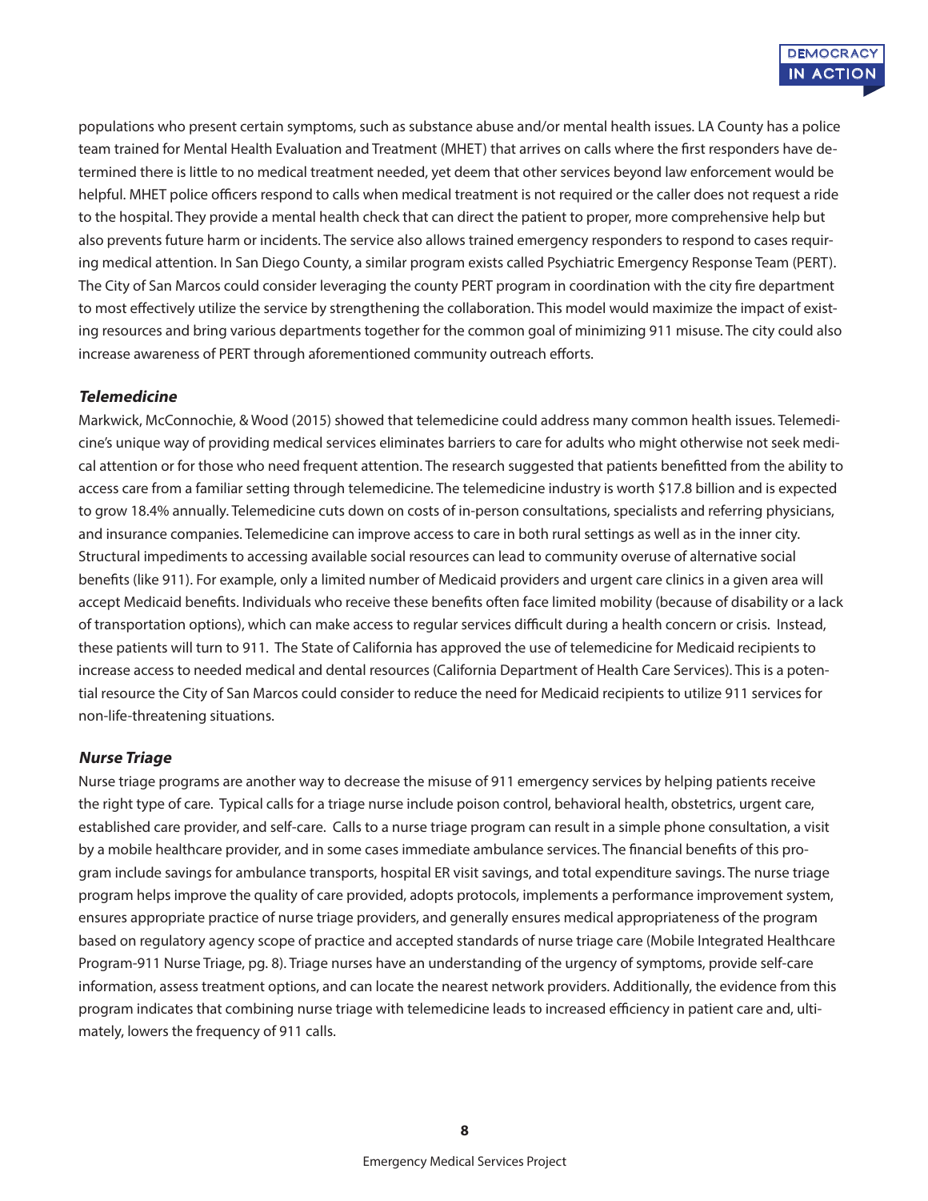populations who present certain symptoms, such as substance abuse and/or mental health issues. LA County has a police team trained for Mental Health Evaluation and Treatment (MHET) that arrives on calls where the first responders have determined there is little to no medical treatment needed, yet deem that other services beyond law enforcement would be helpful. MHET police officers respond to calls when medical treatment is not required or the caller does not request a ride to the hospital. They provide a mental health check that can direct the patient to proper, more comprehensive help but also prevents future harm or incidents. The service also allows trained emergency responders to respond to cases requiring medical attention. In San Diego County, a similar program exists called Psychiatric Emergency Response Team (PERT). The City of San Marcos could consider leveraging the county PERT program in coordination with the city fire department to most effectively utilize the service by strengthening the collaboration. This model would maximize the impact of existing resources and bring various departments together for the common goal of minimizing 911 misuse. The city could also increase awareness of PERT through aforementioned community outreach efforts.

### ***Telemedicine***

Markwick, McConnochie, & Wood (2015) showed that telemedicine could address many common health issues. Telemedicine's unique way of providing medical services eliminates barriers to care for adults who might otherwise not seek medical attention or for those who need frequent attention. The research suggested that patients benefitted from the ability to access care from a familiar setting through telemedicine. The telemedicine industry is worth $17.8 billion and is expected to grow 18.4% annually. Telemedicine cuts down on costs of in-person consultations, specialists and referring physicians, and insurance companies. Telemedicine can improve access to care in both rural settings as well as in the inner city. Structural impediments to accessing available social resources can lead to community overuse of alternative social benefits (like 911). For example, only a limited number of Medicaid providers and urgent care clinics in a given area will accept Medicaid benefits. Individuals who receive these benefits often face limited mobility (because of disability or a lack of transportation options), which can make access to regular services difficult during a health concern or crisis. Instead, these patients will turn to 911. The State of California has approved the use of telemedicine for Medicaid recipients to increase access to needed medical and dental resources (California Department of Health Care Services). This is a potential resource the City of San Marcos could consider to reduce the need for Medicaid recipients to utilize 911 services for non-life-threatening situations.

### ***Nurse Triage***

Nurse triage programs are another way to decrease the misuse of 911 emergency services by helping patients receive the right type of care. Typical calls for a triage nurse include poison control, behavioral health, obstetrics, urgent care, established care provider, and self-care. Calls to a nurse triage program can result in a simple phone consultation, a visit by a mobile healthcare provider, and in some cases immediate ambulance services. The financial benefits of this program include savings for ambulance transports, hospital ER visit savings, and total expenditure savings. The nurse triage program helps improve the quality of care provided, adopts protocols, implements a performance improvement system, ensures appropriate practice of nurse triage providers, and generally ensures medical appropriateness of the program based on regulatory agency scope of practice and accepted standards of nurse triage care (Mobile Integrated Healthcare Program-911 Nurse Triage, pg. 8). Triage nurses have an understanding of the urgency of symptoms, provide self-care information, assess treatment options, and can locate the nearest network providers. Additionally, the evidence from this program indicates that combining nurse triage with telemedicine leads to increased efficiency in patient care and, ultimately, lowers the frequency of 911 calls.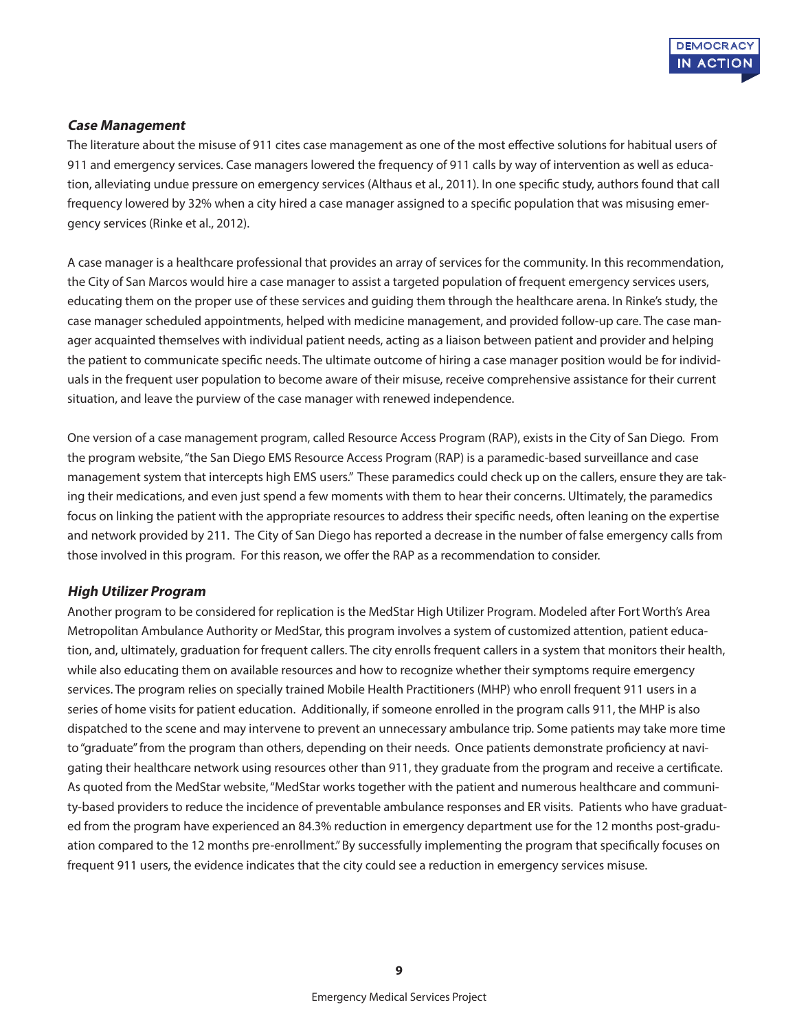### ***Case Management***

The literature about the misuse of 911 cites case management as one of the most effective solutions for habitual users of 911 and emergency services. Case managers lowered the frequency of 911 calls by way of intervention as well as education, alleviating undue pressure on emergency services (Althaus et al., 2011). In one specific study, authors found that call frequency lowered by 32% when a city hired a case manager assigned to a specific population that was misusing emergency services (Rinke et al., 2012).

A case manager is a healthcare professional that provides an array of services for the community. In this recommendation, the City of San Marcos would hire a case manager to assist a targeted population of frequent emergency services users, educating them on the proper use of these services and guiding them through the healthcare arena. In Rinke's study, the case manager scheduled appointments, helped with medicine management, and provided follow-up care. The case manager acquainted themselves with individual patient needs, acting as a liaison between patient and provider and helping the patient to communicate specific needs. The ultimate outcome of hiring a case manager position would be for individuals in the frequent user population to become aware of their misuse, receive comprehensive assistance for their current situation, and leave the purview of the case manager with renewed independence.

One version of a case management program, called Resource Access Program (RAP), exists in the City of San Diego. From the program website, "the San Diego EMS Resource Access Program (RAP) is a paramedic-based surveillance and case management system that intercepts high EMS users." These paramedics could check up on the callers, ensure they are taking their medications, and even just spend a few moments with them to hear their concerns. Ultimately, the paramedics focus on linking the patient with the appropriate resources to address their specific needs, often leaning on the expertise and network provided by 211. The City of San Diego has reported a decrease in the number of false emergency calls from those involved in this program. For this reason, we offer the RAP as a recommendation to consider.

### ***High Utilizer Program***

Another program to be considered for replication is the MedStar High Utilizer Program. Modeled after Fort Worth's Area Metropolitan Ambulance Authority or MedStar, this program involves a system of customized attention, patient education, and, ultimately, graduation for frequent callers. The city enrolls frequent callers in a system that monitors their health, while also educating them on available resources and how to recognize whether their symptoms require emergency services. The program relies on specially trained Mobile Health Practitioners (MHP) who enroll frequent 911 users in a series of home visits for patient education. Additionally, if someone enrolled in the program calls 911, the MHP is also dispatched to the scene and may intervene to prevent an unnecessary ambulance trip. Some patients may take more time to "graduate" from the program than others, depending on their needs. Once patients demonstrate proficiency at navigating their healthcare network using resources other than 911, they graduate from the program and receive a certificate. As quoted from the MedStar website, "MedStar works together with the patient and numerous healthcare and community-based providers to reduce the incidence of preventable ambulance responses and ER visits. Patients who have graduated from the program have experienced an 84.3% reduction in emergency department use for the 12 months post-graduation compared to the 12 months pre-enrollment." By successfully implementing the program that specifically focuses on frequent 911 users, the evidence indicates that the city could see a reduction in emergency services misuse.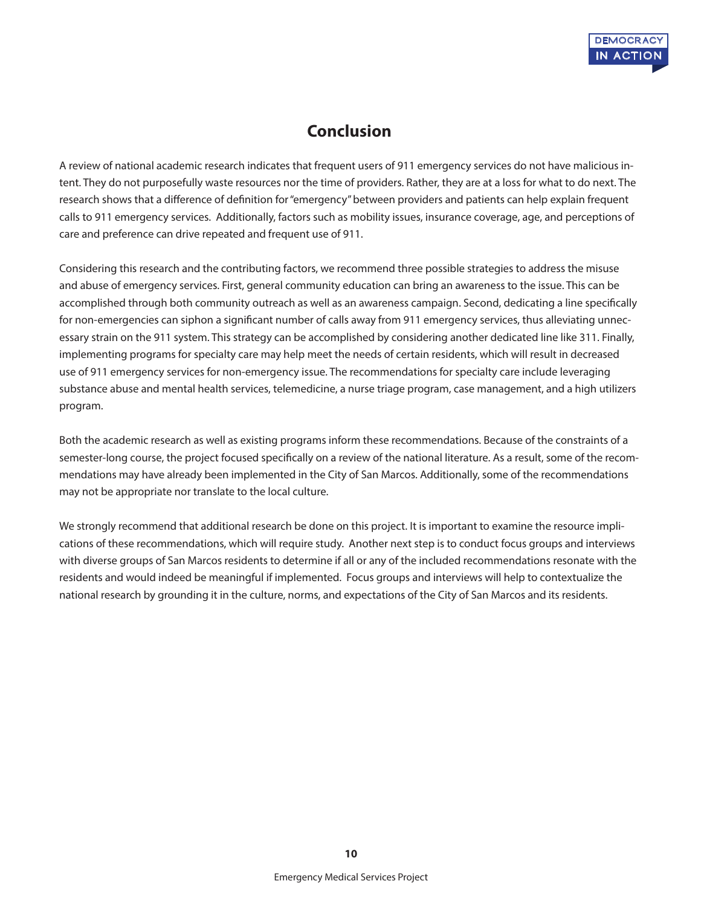## Conclusion

A review of national academic research indicates that frequent users of 911 emergency services do not have malicious intent. They do not purposefully waste resources nor the time of providers. Rather, they are at a loss for what to do next. The research shows that a difference of definition for "emergency" between providers and patients can help explain frequent calls to 911 emergency services. Additionally, factors such as mobility issues, insurance coverage, age, and perceptions of care and preference can drive repeated and frequent use of 911.

Considering this research and the contributing factors, we recommend three possible strategies to address the misuse and abuse of emergency services. First, general community education can bring an awareness to the issue. This can be accomplished through both community outreach as well as an awareness campaign. Second, dedicating a line specifically for non-emergencies can siphon a significant number of calls away from 911 emergency services, thus alleviating unnecessary strain on the 911 system. This strategy can be accomplished by considering another dedicated line like 311. Finally, implementing programs for specialty care may help meet the needs of certain residents, which will result in decreased use of 911 emergency services for non-emergency issue. The recommendations for specialty care include leveraging substance abuse and mental health services, telemedicine, a nurse triage program, case management, and a high utilizers program.

Both the academic research as well as existing programs inform these recommendations. Because of the constraints of a semester-long course, the project focused specifically on a review of the national literature. As a result, some of the recommendations may have already been implemented in the City of San Marcos. Additionally, some of the recommendations may not be appropriate nor translate to the local culture.

We strongly recommend that additional research be done on this project. It is important to examine the resource implications of these recommendations, which will require study. Another next step is to conduct focus groups and interviews with diverse groups of San Marcos residents to determine if all or any of the included recommendations resonate with the residents and would indeed be meaningful if implemented. Focus groups and interviews will help to contextualize the national research by grounding it in the culture, norms, and expectations of the City of San Marcos and its residents.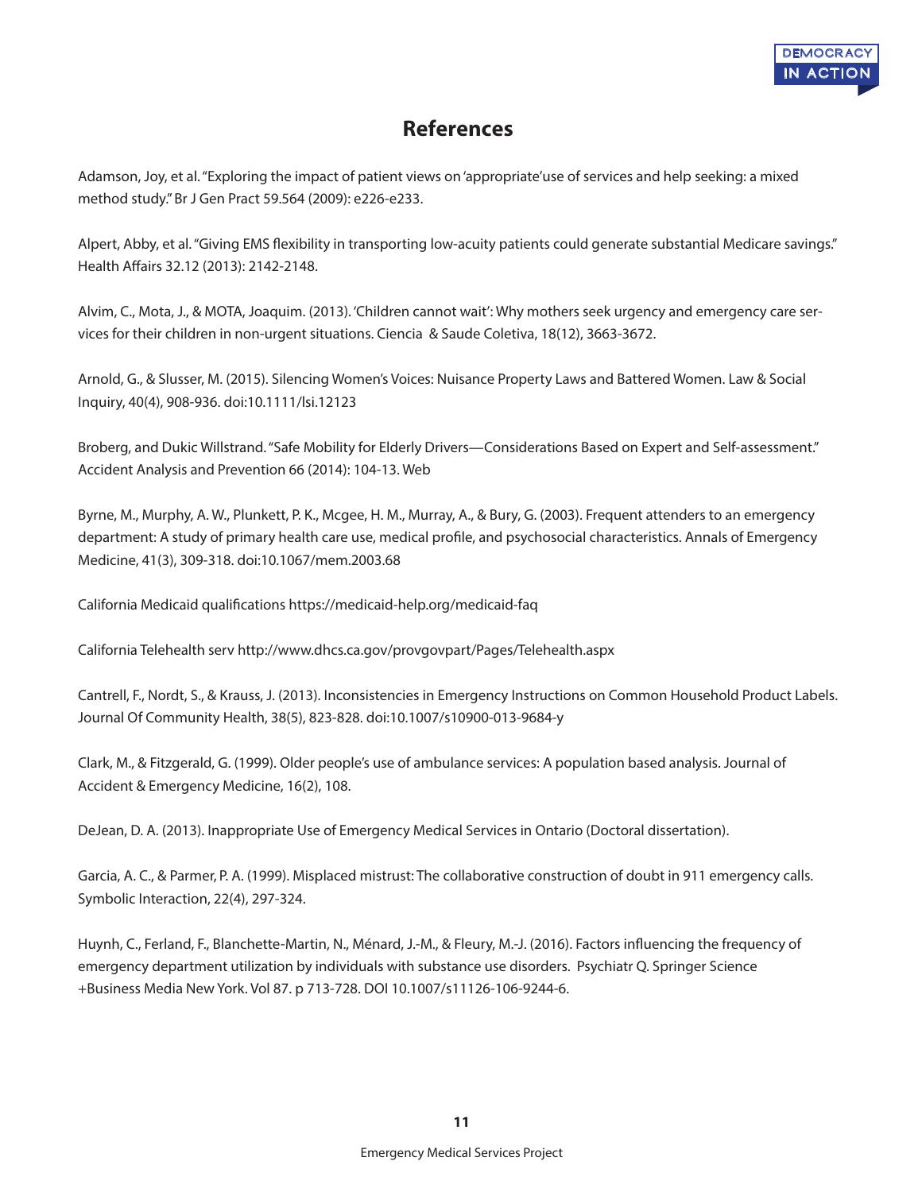# References

Adamson, Joy, et al. "Exploring the impact of patient views on 'appropriate'use of services and help seeking: a mixed method study." Br J Gen Pract 59.564 (2009): e226-e233.

Alpert, Abby, et al. "Giving EMS flexibility in transporting low-acuity patients could generate substantial Medicare savings." Health Affairs 32.12 (2013): 2142-2148.

Alvim, C., Mota, J., & MOTA, Joaquim. (2013). 'Children cannot wait': Why mothers seek urgency and emergency care services for their children in non-urgent situations. Ciencia & Saude Coletiva, 18(12), 3663-3672.

Arnold, G., & Slusser, M. (2015). Silencing Women's Voices: Nuisance Property Laws and Battered Women. Law & Social Inquiry, 40(4), 908-936. doi:10.1111/lsi.12123

Broberg, and Dukic Willstrand. "Safe Mobility for Elderly Drivers—Considerations Based on Expert and Self-assessment." Accident Analysis and Prevention 66 (2014): 104-13. Web

Byrne, M., Murphy, A. W., Plunkett, P. K., Mcgee, H. M., Murray, A., & Bury, G. (2003). Frequent attenders to an emergency department: A study of primary health care use, medical profile, and psychosocial characteristics. Annals of Emergency Medicine, 41(3), 309-318. doi:10.1067/mem.2003.68

California Medicaid qualifications https://medicaid-help.org/medicaid-faq

California Telehealth serv http://www.dhcs.ca.gov/provgovpart/Pages/Telehealth.aspx

Cantrell, F., Nordt, S., & Krauss, J. (2013). Inconsistencies in Emergency Instructions on Common Household Product Labels. Journal Of Community Health, 38(5), 823-828. doi:10.1007/s10900-013-9684-y

Clark, M., & Fitzgerald, G. (1999). Older people's use of ambulance services: A population based analysis. Journal of Accident & Emergency Medicine, 16(2), 108.

DeJean, D. A. (2013). Inappropriate Use of Emergency Medical Services in Ontario (Doctoral dissertation).

Garcia, A. C., & Parmer, P. A. (1999). Misplaced mistrust: The collaborative construction of doubt in 911 emergency calls. Symbolic Interaction, 22(4), 297-324.

Huynh, C., Ferland, F., Blanchette-Martin, N., Ménard, J.-M., & Fleury, M.-J. (2016). Factors influencing the frequency of emergency department utilization by individuals with substance use disorders. Psychiatr Q. Springer Science +Business Media New York. Vol 87. p 713-728. DOI 10.1007/s11126-106-9244-6.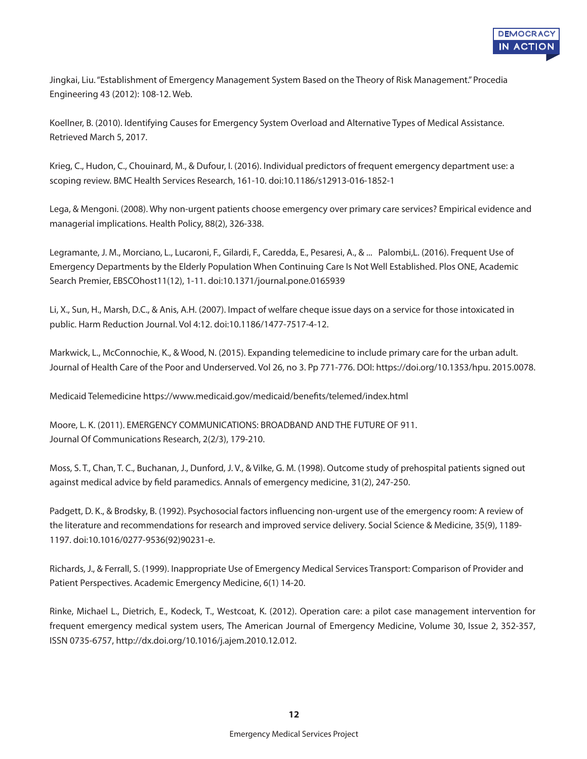Jingkai, Liu. "Establishment of Emergency Management System Based on the Theory of Risk Management." Procedia Engineering 43 (2012): 108-12. Web.

Koellner, B. (2010). Identifying Causes for Emergency System Overload and Alternative Types of Medical Assistance. Retrieved March 5, 2017.

Krieg, C., Hudon, C., Chouinard, M., & Dufour, I. (2016). Individual predictors of frequent emergency department use: a scoping review. BMC Health Services Research, 161-10. doi:10.1186/s12913-016-1852-1

Lega, & Mengoni. (2008). Why non-urgent patients choose emergency over primary care services? Empirical evidence and managerial implications. Health Policy, 88(2), 326-338.

Legramante, J. M., Morciano, L., Lucaroni, F., Gilardi, F., Caredda, E., Pesaresi, A., & ... Palombi,L. (2016). Frequent Use of Emergency Departments by the Elderly Population When Continuing Care Is Not Well Established. Plos ONE, Academic Search Premier, EBSCOhost11(12), 1-11. doi:10.1371/journal.pone.0165939

Li, X., Sun, H., Marsh, D.C., & Anis, A.H. (2007). Impact of welfare cheque issue days on a service for those intoxicated in public. Harm Reduction Journal. Vol 4:12. doi:10.1186/1477-7517-4-12.

Markwick, L., McConnochie, K., & Wood, N. (2015). Expanding telemedicine to include primary care for the urban adult. Journal of Health Care of the Poor and Underserved. Vol 26, no 3. Pp 771-776. DOI: https://doi.org/10.1353/hpu. 2015.0078.

Medicaid Telemedicine https://www.medicaid.gov/medicaid/benefits/telemed/index.html

Moore, L. K. (2011). EMERGENCY COMMUNICATIONS: BROADBAND AND THE FUTURE OF 911. Journal Of Communications Research, 2(2/3), 179-210.

Moss, S. T., Chan, T. C., Buchanan, J., Dunford, J. V., & Vilke, G. M. (1998). Outcome study of prehospital patients signed out against medical advice by field paramedics. Annals of emergency medicine, 31(2), 247-250.

Padgett, D. K., & Brodsky, B. (1992). Psychosocial factors influencing non-urgent use of the emergency room: A review of the literature and recommendations for research and improved service delivery. Social Science & Medicine, 35(9), 1189-1197. doi:10.1016/0277-9536(92)90231-e.

Richards, J., & Ferrall, S. (1999). Inappropriate Use of Emergency Medical Services Transport: Comparison of Provider and Patient Perspectives. Academic Emergency Medicine, 6(1) 14-20.

Rinke, Michael L., Dietrich, E., Kodeck, T., Westcoat, K. (2012). Operation care: a pilot case management intervention for frequent emergency medical system users, The American Journal of Emergency Medicine, Volume 30, Issue 2, 352-357, ISSN 0735-6757, http://dx.doi.org/10.1016/j.ajem.2010.12.012.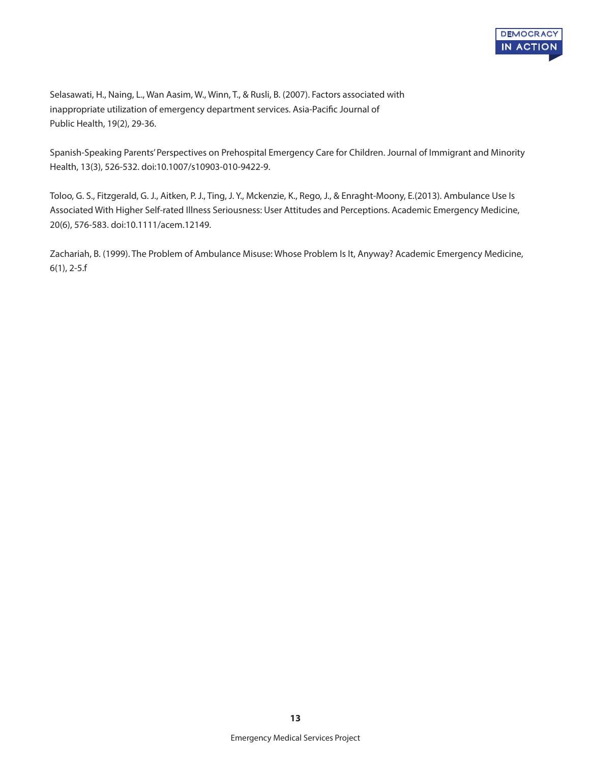Selasawati, H., Naing, L., Wan Aasim, W., Winn, T., & Rusli, B. (2007). Factors associated with inappropriate utilization of emergency department services. Asia-Pacific Journal of Public Health, 19(2), 29-36.

Spanish-Speaking Parents' Perspectives on Prehospital Emergency Care for Children. Journal of Immigrant and Minority Health, 13(3), 526-532. doi:10.1007/s10903-010-9422-9.

Toloo, G. S., Fitzgerald, G. J., Aitken, P. J., Ting, J. Y., Mckenzie, K., Rego, J., & Enraght-Moony, E.(2013). Ambulance Use Is Associated With Higher Self-rated Illness Seriousness: User Attitudes and Perceptions. Academic Emergency Medicine, 20(6), 576-583. doi:10.1111/acem.12149.

Zachariah, B. (1999). The Problem of Ambulance Misuse: Whose Problem Is It, Anyway? Academic Emergency Medicine, 6(1), 2-5.f